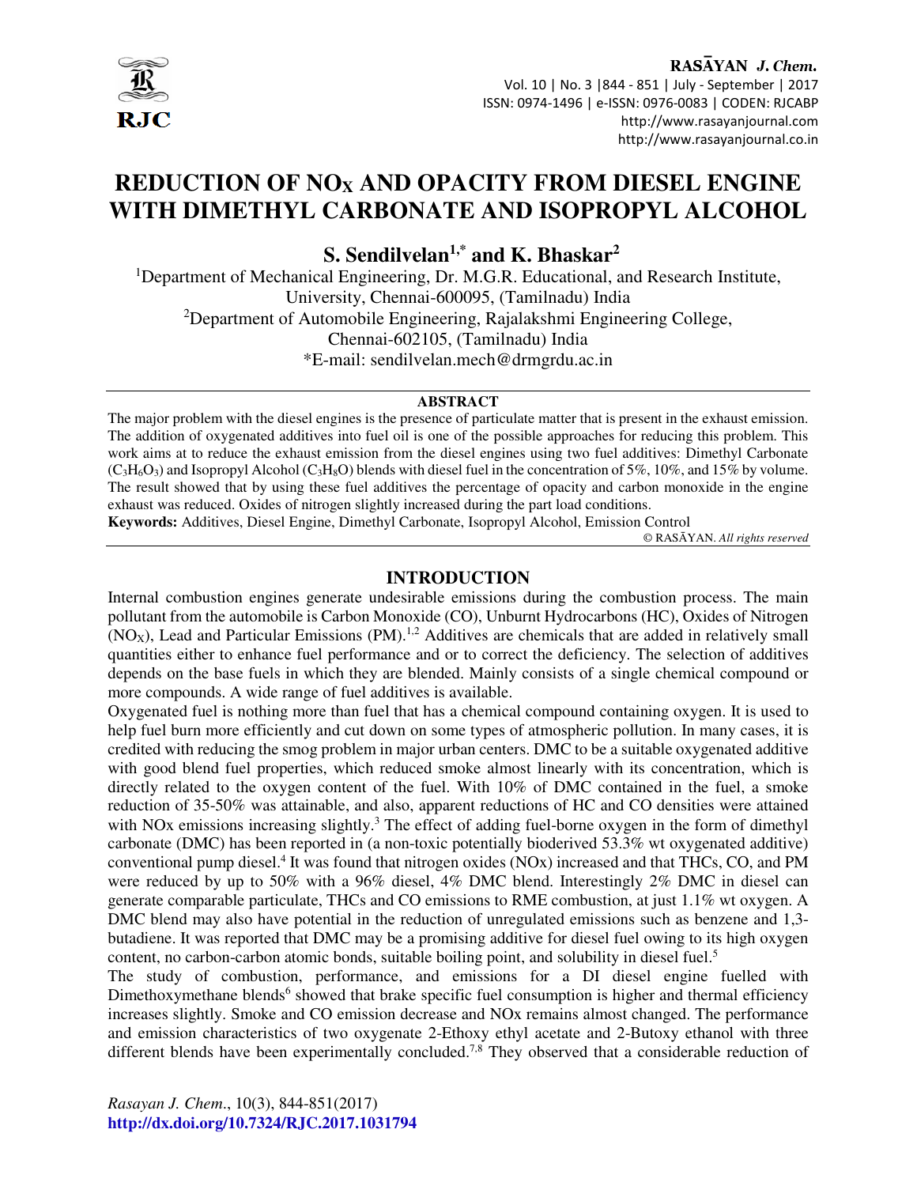# REDUCTION OF $NO_X$ AND OPACITY FROM DIESEL ENGINE WITH DIMETHYL CARBONATE AND ISOPROPYL ALCOHOL

**S. Sendilvelan[1,*] and K. Bhaskar[2]**

[1]Department of Mechanical Engineering, Dr. M.G.R. Educational, and Research Institute, University, Chennai-600095, (Tamilnadu) India

[2]Department of Automobile Engineering, Rajalakshmi Engineering College, Chennai-602105, (Tamilnadu) India

*E-mail: sendilvelan.mech@drmgrdu.ac.in

## ABSTRACT

The major problem with the diesel engines is the presence of particulate matter that is present in the exhaust emission. The addition of oxygenated additives into fuel oil is one of the possible approaches for reducing this problem. This work aims at to reduce the exhaust emission from the diesel engines using two fuel additives: Dimethyl Carbonate ($C_3H_6O_3$) and Isopropyl Alcohol ($C_3H_8O$) blends with diesel fuel in the concentration of 5%, 10%, and 15% by volume. The result showed that by using these fuel additives the percentage of opacity and carbon monoxide in the engine exhaust was reduced. Oxides of nitrogen slightly increased during the part load conditions.

**Keywords:** Additives, Diesel Engine, Dimethyl Carbonate, Isopropyl Alcohol, Emission Control

© RASĀYAN. *All rights reserved*

## INTRODUCTION

Internal combustion engines generate undesirable emissions during the combustion process. The main pollutant from the automobile is Carbon Monoxide (CO), Unburnt Hydrocarbons (HC), Oxides of Nitrogen ($NO_X$), Lead and Particular Emissions (PM).[1,2] Additives are chemicals that are added in relatively small quantities either to enhance fuel performance and or to correct the deficiency. The selection of additives depends on the base fuels in which they are blended. Mainly consists of a single chemical compound or more compounds. A wide range of fuel additives is available.

Oxygenated fuel is nothing more than fuel that has a chemical compound containing oxygen. It is used to help fuel burn more efficiently and cut down on some types of atmospheric pollution. In many cases, it is credited with reducing the smog problem in major urban centers. DMC to be a suitable oxygenated additive with good blend fuel properties, which reduced smoke almost linearly with its concentration, which is directly related to the oxygen content of the fuel. With 10% of DMC contained in the fuel, a smoke reduction of 35-50% was attainable, and also, apparent reductions of HC and CO densities were attained with NOx emissions increasing slightly.[3] The effect of adding fuel-borne oxygen in the form of dimethyl carbonate (DMC) has been reported in (a non-toxic potentially bioderived 53.3% wt oxygenated additive) conventional pump diesel.[4] It was found that nitrogen oxides (NOx) increased and that THCs, CO, and PM were reduced by up to 50% with a 96% diesel, 4% DMC blend. Interestingly 2% DMC in diesel can generate comparable particulate, THCs and CO emissions to RME combustion, at just 1.1% wt oxygen. A DMC blend may also have potential in the reduction of unregulated emissions such as benzene and 1,3-butadiene. It was reported that DMC may be a promising additive for diesel fuel owing to its high oxygen content, no carbon-carbon atomic bonds, suitable boiling point, and solubility in diesel fuel.[5]

The study of combustion, performance, and emissions for a DI diesel engine fuelled with Dimethoxymethane blends[6] showed that brake specific fuel consumption is higher and thermal efficiency increases slightly. Smoke and CO emission decrease and NOx remains almost changed. The performance and emission characteristics of two oxygenate 2-Ethoxy ethyl acetate and 2-Butoxy ethanol with three different blends have been experimentally concluded.[7,8] They observed that a considerable reduction of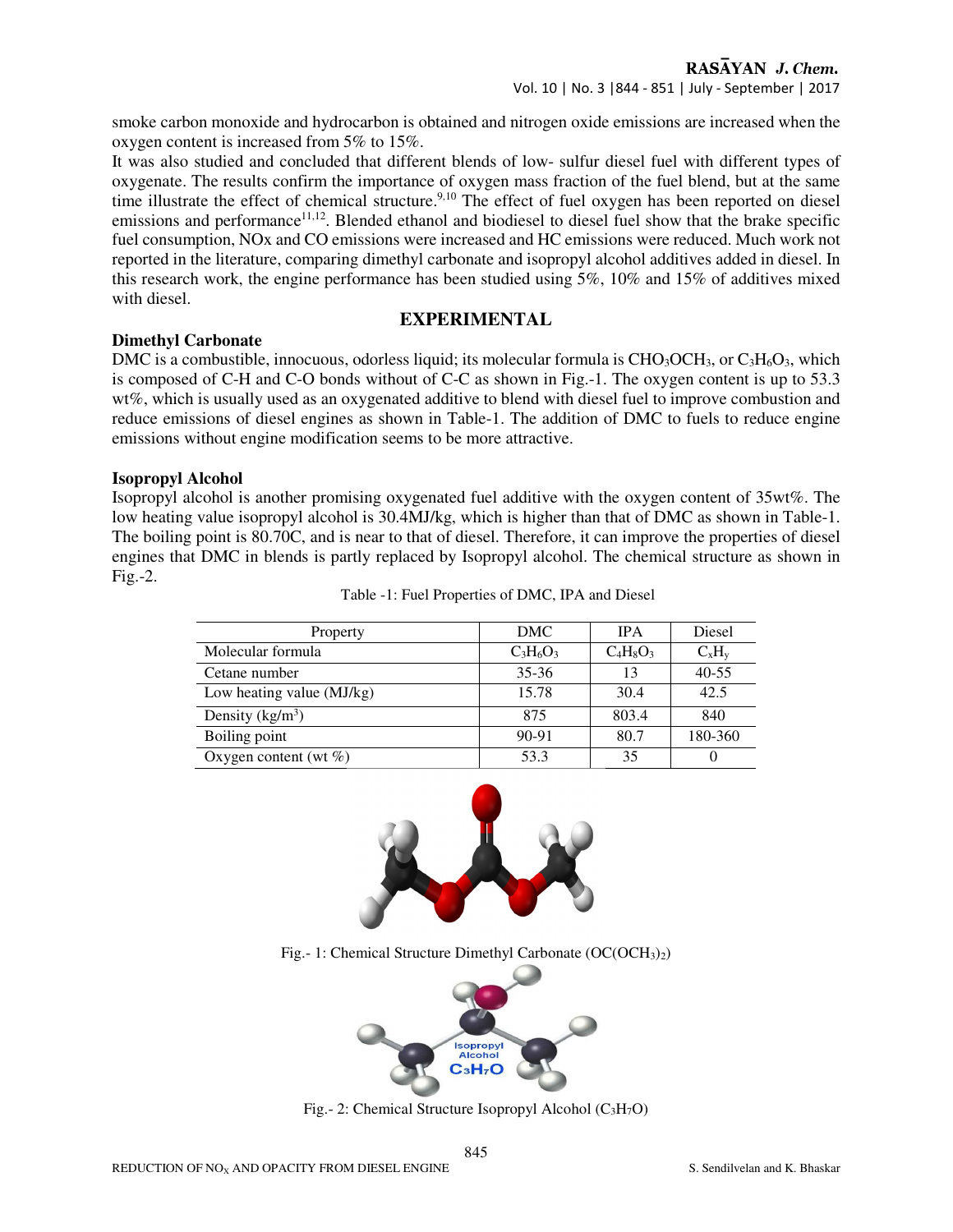smoke carbon monoxide and hydrocarbon is obtained and nitrogen oxide emissions are increased when the oxygen content is increased from 5% to 15%.

It was also studied and concluded that different blends of low- sulfur diesel fuel with different types of oxygenate. The results confirm the importance of oxygen mass fraction of the fuel blend, but at the same time illustrate the effect of chemical structure.[9,10] The effect of fuel oxygen has been reported on diesel emissions and performance[11,12]. Blended ethanol and biodiesel to diesel fuel show that the brake specific fuel consumption, NOx and CO emissions were increased and HC emissions were reduced. Much work not reported in the literature, comparing dimethyl carbonate and isopropyl alcohol additives added in diesel. In this research work, the engine performance has been studied using 5%, 10% and 15% of additives mixed with diesel.

## EXPERIMENTAL

### Dimethyl Carbonate

DMC is a combustible, innocuous, odorless liquid; its molecular formula is $CHO_3OCH_3$, or $C_3H_6O_3$, which is composed of C-H and C-O bonds without of C-C as shown in Fig.-1. The oxygen content is up to 53.3 wt%, which is usually used as an oxygenated additive to blend with diesel fuel to improve combustion and reduce emissions of diesel engines as shown in Table-1. The addition of DMC to fuels to reduce engine emissions without engine modification seems to be more attractive.

### Isopropyl Alcohol

Isopropyl alcohol is another promising oxygenated fuel additive with the oxygen content of 35wt%. The low heating value isopropyl alcohol is 30.4MJ/kg, which is higher than that of DMC as shown in Table-1. The boiling point is 80.70C, and is near to that of diesel. Therefore, it can improve the properties of diesel engines that DMC in blends is partly replaced by Isopropyl alcohol. The chemical structure as shown in Fig.-2.

Table -1: Fuel Properties of DMC, IPA and Diesel

| Property | DMC | IPA | Diesel |
|---|---|---|---|
| Molecular formula | $C_3H_6O_3$ | $C_4H_8O_3$ | $C_xH_y$ |
| Cetane number | 35-36 | 13 | 40-55 |
| Low heating value (MJ/kg) | 15.78 | 30.4 | 42.5 |
| Density (kg/m$^3$) | 875 | 803.4 | 840 |
| Boiling point | 90-91 | 80.7 | 180-360 |
| Oxygen content (wt %) | 53.3 | 35 | 0 |

Fig.- 1: Chemical Structure Dimethyl Carbonate ($OC(OCH_3)_2$)

Fig.- 2: Chemical Structure Isopropyl Alcohol ($C_3H_7O$)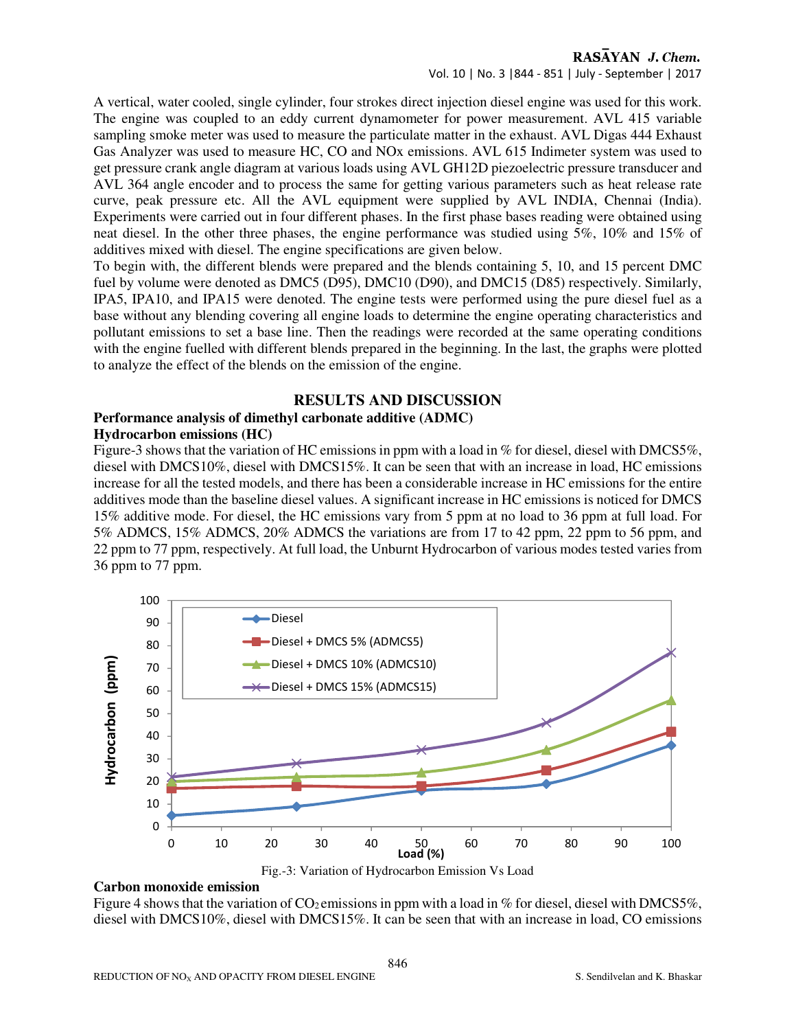A vertical, water cooled, single cylinder, four strokes direct injection diesel engine was used for this work. The engine was coupled to an eddy current dynamometer for power measurement. AVL 415 variable sampling smoke meter was used to measure the particulate matter in the exhaust. AVL Digas 444 Exhaust Gas Analyzer was used to measure HC, CO and NOx emissions. AVL 615 Indimeter system was used to get pressure crank angle diagram at various loads using AVL GH12D piezoelectric pressure transducer and AVL 364 angle encoder and to process the same for getting various parameters such as heat release rate curve, peak pressure etc. All the AVL equipment were supplied by AVL INDIA, Chennai (India). Experiments were carried out in four different phases. In the first phase bases reading were obtained using neat diesel. In the other three phases, the engine performance was studied using 5%, 10% and 15% of additives mixed with diesel. The engine specifications are given below.

To begin with, the different blends were prepared and the blends containing 5, 10, and 15 percent DMC fuel by volume were denoted as DMC5 (D95), DMC10 (D90), and DMC15 (D85) respectively. Similarly, IPA5, IPA10, and IPA15 were denoted. The engine tests were performed using the pure diesel fuel as a base without any blending covering all engine loads to determine the engine operating characteristics and pollutant emissions to set a base line. Then the readings were recorded at the same operating conditions with the engine fuelled with different blends prepared in the beginning. In the last, the graphs were plotted to analyze the effect of the blends on the emission of the engine.

## RESULTS AND DISCUSSION

### Performance analysis of dimethyl carbonate additive (ADMC)

#### Hydrocarbon emissions (HC)

Figure-3 shows that the variation of HC emissions in ppm with a load in % for diesel, diesel with DMCS5%, diesel with DMCS10%, diesel with DMCS15%. It can be seen that with an increase in load, HC emissions increase for all the tested models, and there has been a considerable increase in HC emissions for the entire additives mode than the baseline diesel values. A significant increase in HC emissions is noticed for DMCS 15% additive mode. For diesel, the HC emissions vary from 5 ppm at no load to 36 ppm at full load. For 5% ADMCS, 15% ADMCS, 20% ADMCS the variations are from 17 to 42 ppm, 22 ppm to 56 ppm, and 22 ppm to 77 ppm, respectively. At full load, the Unburnt Hydrocarbon of various modes tested varies from 36 ppm to 77 ppm.

Fig.-3: Variation of Hydrocarbon Emission Vs Load

#### Carbon monoxide emission

Figure 4 shows that the variation of $CO_2$ emissions in ppm with a load in % for diesel, diesel with DMCS5%, diesel with DMCS10%, diesel with DMCS15%. It can be seen that with an increase in load, CO emissions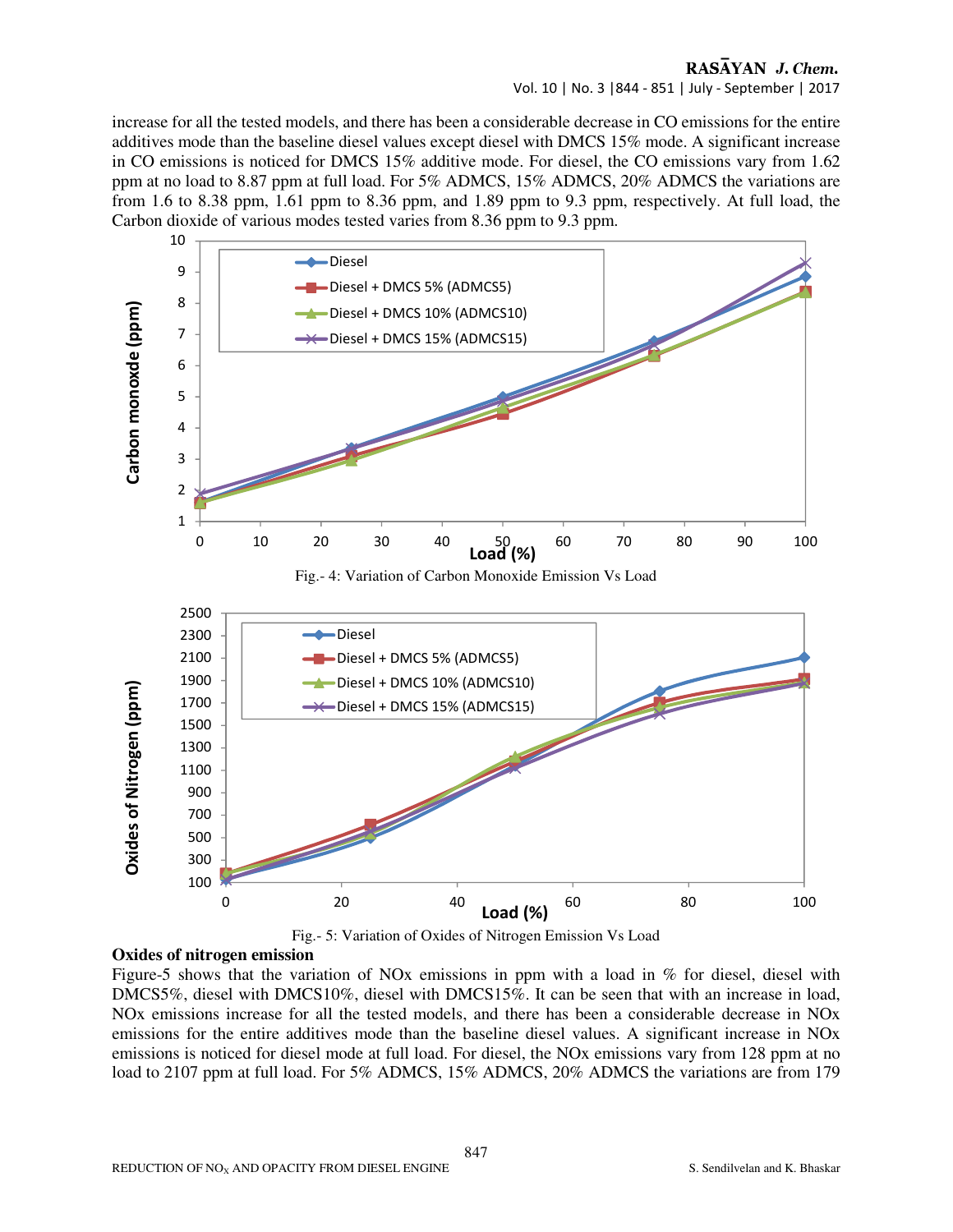increase for all the tested models, and there has been a considerable decrease in CO emissions for the entire additives mode than the baseline diesel values except diesel with DMCS 15% mode. A significant increase in CO emissions is noticed for DMCS 15% additive mode. For diesel, the CO emissions vary from 1.62 ppm at no load to 8.87 ppm at full load. For 5% ADMCS, 15% ADMCS, 20% ADMCS the variations are from 1.6 to 8.38 ppm, 1.61 ppm to 8.36 ppm, and 1.89 ppm to 9.3 ppm, respectively. At full load, the Carbon dioxide of various modes tested varies from 8.36 ppm to 9.3 ppm.

Fig.- 4: Variation of Carbon Monoxide Emission Vs Load

Fig.- 5: Variation of Oxides of Nitrogen Emission Vs Load

**Oxides of nitrogen emission**

Figure-5 shows that the variation of NOx emissions in ppm with a load in % for diesel, diesel with DMCS5%, diesel with DMCS10%, diesel with DMCS15%. It can be seen that with an increase in load, NOx emissions increase for all the tested models, and there has been a considerable decrease in NOx emissions for the entire additives mode than the baseline diesel values. A significant increase in NOx emissions is noticed for diesel mode at full load. For diesel, the NOx emissions vary from 128 ppm at no load to 2107 ppm at full load. For 5% ADMCS, 15% ADMCS, 20% ADMCS the variations are from 179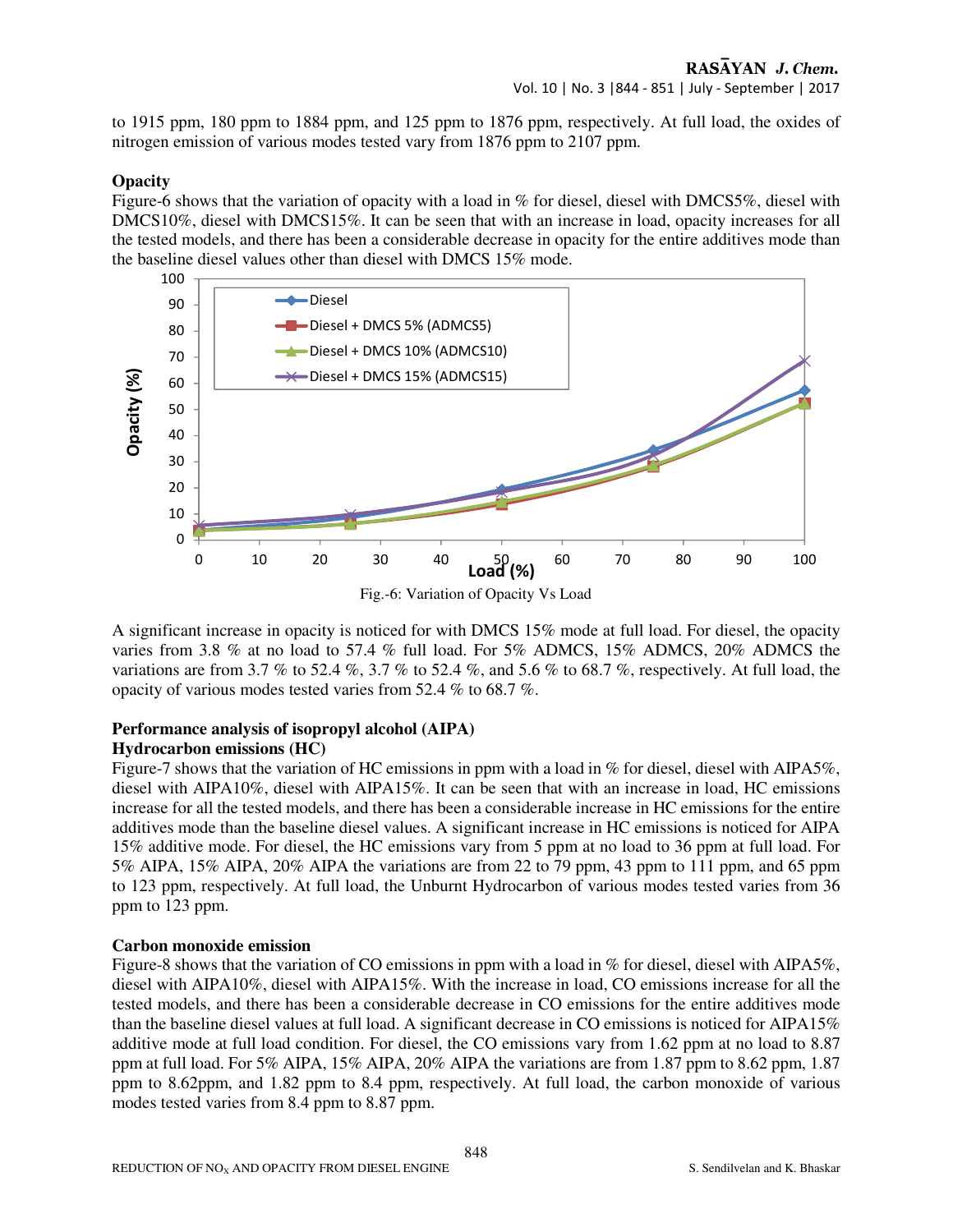to 1915 ppm, 180 ppm to 1884 ppm, and 125 ppm to 1876 ppm, respectively. At full load, the oxides of nitrogen emission of various modes tested vary from 1876 ppm to 2107 ppm.

### Opacity

Figure-6 shows that the variation of opacity with a load in % for diesel, diesel with DMCS5%, diesel with DMCS10%, diesel with DMCS15%. It can be seen that with an increase in load, opacity increases for all the tested models, and there has been a considerable decrease in opacity for the entire additives mode than the baseline diesel values other than diesel with DMCS 15% mode.

Fig.-6: Variation of Opacity Vs Load

A significant increase in opacity is noticed for with DMCS 15% mode at full load. For diesel, the opacity varies from 3.8 % at no load to 57.4 % full load. For 5% ADMCS, 15% ADMCS, 20% ADMCS the variations are from 3.7 % to 52.4 %, 3.7 % to 52.4 %, and 5.6 % to 68.7 %, respectively. At full load, the opacity of various modes tested varies from 52.4 % to 68.7 %.

### Performance analysis of isopropyl alcohol (AIPA)

### Hydrocarbon emissions (HC)

Figure-7 shows that the variation of HC emissions in ppm with a load in % for diesel, diesel with AIPA5%, diesel with AIPA10%, diesel with AIPA15%. It can be seen that with an increase in load, HC emissions increase for all the tested models, and there has been a considerable increase in HC emissions for the entire additives mode than the baseline diesel values. A significant increase in HC emissions is noticed for AIPA 15% additive mode. For diesel, the HC emissions vary from 5 ppm at no load to 36 ppm at full load. For 5% AIPA, 15% AIPA, 20% AIPA the variations are from 22 to 79 ppm, 43 ppm to 111 ppm, and 65 ppm to 123 ppm, respectively. At full load, the Unburnt Hydrocarbon of various modes tested varies from 36 ppm to 123 ppm.

### Carbon monoxide emission

Figure-8 shows that the variation of CO emissions in ppm with a load in % for diesel, diesel with AIPA5%, diesel with AIPA10%, diesel with AIPA15%. With the increase in load, CO emissions increase for all the tested models, and there has been a considerable decrease in CO emissions for the entire additives mode than the baseline diesel values at full load. A significant decrease in CO emissions is noticed for AIPA15% additive mode at full load condition. For diesel, the CO emissions vary from 1.62 ppm at no load to 8.87 ppm at full load. For 5% AIPA, 15% AIPA, 20% AIPA the variations are from 1.87 ppm to 8.62 ppm, 1.87 ppm to 8.62ppm, and 1.82 ppm to 8.4 ppm, respectively. At full load, the carbon monoxide of various modes tested varies from 8.4 ppm to 8.87 ppm.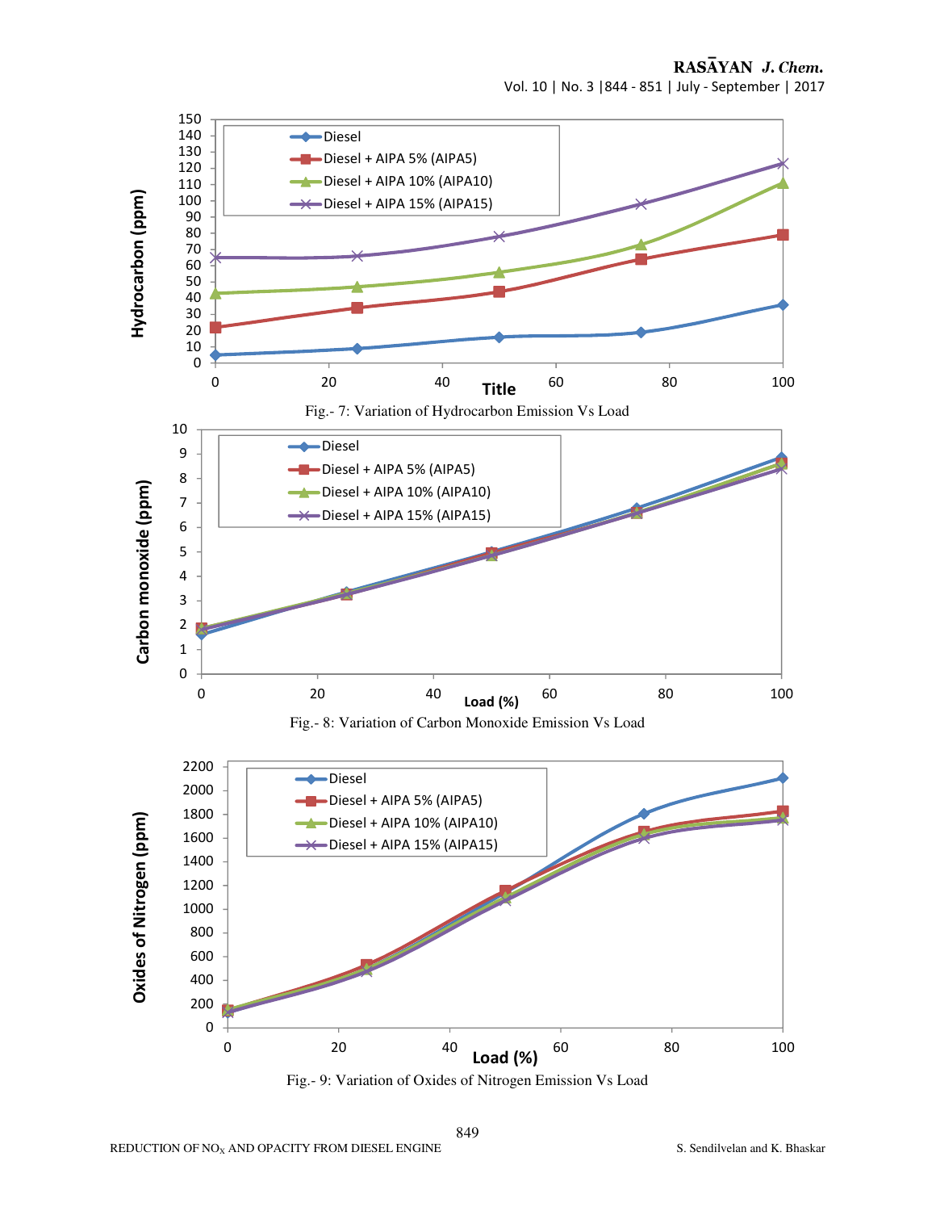Fig.- 7: Variation of Hydrocarbon Emission Vs Load

Fig.- 8: Variation of Carbon Monoxide Emission Vs Load

Fig.- 9: Variation of Oxides of Nitrogen Emission Vs Load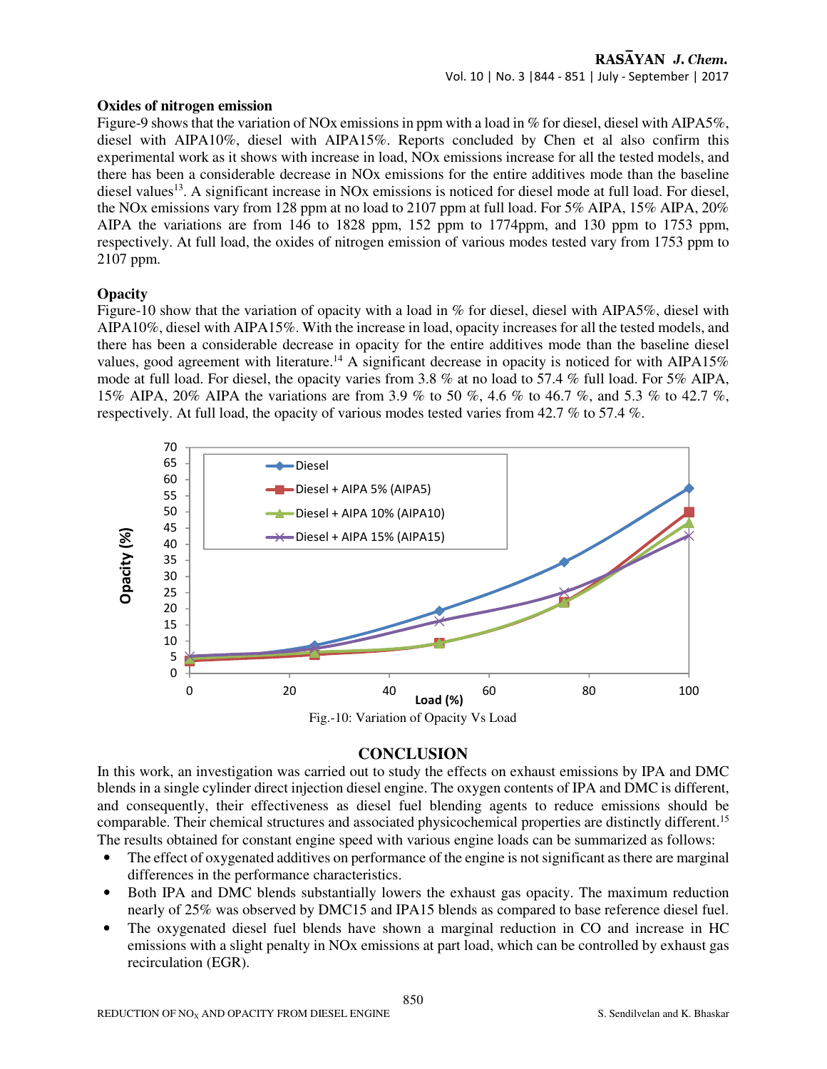### Oxides of nitrogen emission

Figure-9 shows that the variation of NOx emissions in ppm with a load in % for diesel, diesel with AIPA5%, diesel with AIPA10%, diesel with AIPA15%. Reports concluded by Chen et al also confirm this experimental work as it shows with increase in load, NOx emissions increase for all the tested models, and there has been a considerable decrease in NOx emissions for the entire additives mode than the baseline diesel values[13]. A significant increase in NOx emissions is noticed for diesel mode at full load. For diesel, the NOx emissions vary from 128 ppm at no load to 2107 ppm at full load. For 5% AIPA, 15% AIPA, 20% AIPA the variations are from 146 to 1828 ppm, 152 ppm to 1774ppm, and 130 ppm to 1753 ppm, respectively. At full load, the oxides of nitrogen emission of various modes tested vary from 1753 ppm to 2107 ppm.

### Opacity

Figure-10 show that the variation of opacity with a load in % for diesel, diesel with AIPA5%, diesel with AIPA10%, diesel with AIPA15%. With the increase in load, opacity increases for all the tested models, and there has been a considerable decrease in opacity for the entire additives mode than the baseline diesel values, good agreement with literature.[14] A significant decrease in opacity is noticed for with AIPA15% mode at full load. For diesel, the opacity varies from 3.8 % at no load to 57.4 % full load. For 5% AIPA, 15% AIPA, 20% AIPA the variations are from 3.9 % to 50 %, 4.6 % to 46.7 %, and 5.3 % to 42.7 %, respectively. At full load, the opacity of various modes tested varies from 42.7 % to 57.4 %.

Fig.-10: Variation of Opacity Vs Load

## CONCLUSION

In this work, an investigation was carried out to study the effects on exhaust emissions by IPA and DMC blends in a single cylinder direct injection diesel engine. The oxygen contents of IPA and DMC is different, and consequently, their effectiveness as diesel fuel blending agents to reduce emissions should be comparable. Their chemical structures and associated physicochemical properties are distinctly different.[15] The results obtained for constant engine speed with various engine loads can be summarized as follows:

- The effect of oxygenated additives on performance of the engine is not significant as there are marginal differences in the performance characteristics.
- Both IPA and DMC blends substantially lowers the exhaust gas opacity. The maximum reduction nearly of 25% was observed by DMC15 and IPA15 blends as compared to base reference diesel fuel.
- The oxygenated diesel fuel blends have shown a marginal reduction in CO and increase in HC emissions with a slight penalty in NOx emissions at part load, which can be controlled by exhaust gas recirculation (EGR).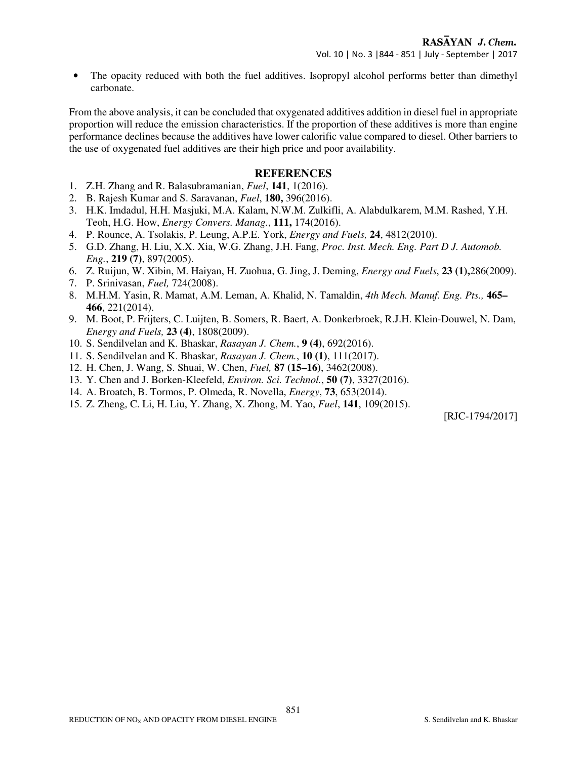- The opacity reduced with both the fuel additives. Isopropyl alcohol performs better than dimethyl carbonate.

From the above analysis, it can be concluded that oxygenated additives addition in diesel fuel in appropriate proportion will reduce the emission characteristics. If the proportion of these additives is more than engine performance declines because the additives have lower calorific value compared to diesel. Other barriers to the use of oxygenated fuel additives are their high price and poor availability.

## REFERENCES

1. Z.H. Zhang and R. Balasubramanian, *Fuel*, **141**, 1(2016).
2. B. Rajesh Kumar and S. Saravanan, *Fuel*, **180,** 396(2016).
3. H.K. Imdadul, H.H. Masjuki, M.A. Kalam, N.W.M. Zulkifli, A. Alabdulkarem, M.M. Rashed, Y.H. Teoh, H.G. How, *Energy Convers. Manag.*, **111,** 174(2016).
4. P. Rounce, A. Tsolakis, P. Leung, A.P.E. York, *Energy and Fuels,* **24**, 4812(2010).
5. G.D. Zhang, H. Liu, X.X. Xia, W.G. Zhang, J.H. Fang, *Proc. Inst. Mech. Eng. Part D J. Automob. Eng.*, **219 (7)**, 897(2005).
6. Z. Ruijun, W. Xibin, M. Haiyan, H. Zuohua, G. Jing, J. Deming, *Energy and Fuels*, **23 (1),**286(2009).
7. P. Srinivasan, *Fuel,* 724(2008).
8. M.H.M. Yasin, R. Mamat, A.M. Leman, A. Khalid, N. Tamaldin, *4th Mech. Manuf. Eng. Pts.,* **465–466**, 221(2014).
9. M. Boot, P. Frijters, C. Luijten, B. Somers, R. Baert, A. Donkerbroek, R.J.H. Klein-Douwel, N. Dam, *Energy and Fuels,* **23 (4)**, 1808(2009).
10. S. Sendilvelan and K. Bhaskar, *Rasayan J. Chem.*, **9 (4)**, 692(2016).
11. S. Sendilvelan and K. Bhaskar, *Rasayan J. Chem.*, **10 (1)**, 111(2017).
12. H. Chen, J. Wang, S. Shuai, W. Chen, *Fuel,* **87 (15–16)**, 3462(2008).
13. Y. Chen and J. Borken-Kleefeld, *Environ. Sci. Technol.*, **50 (7)**, 3327(2016).
14. A. Broatch, B. Tormos, P. Olmeda, R. Novella, *Energy*, **73**, 653(2014).
15. Z. Zheng, C. Li, H. Liu, Y. Zhang, X. Zhong, M. Yao, *Fuel*, **141**, 109(2015).

[RJC-1794/2017]